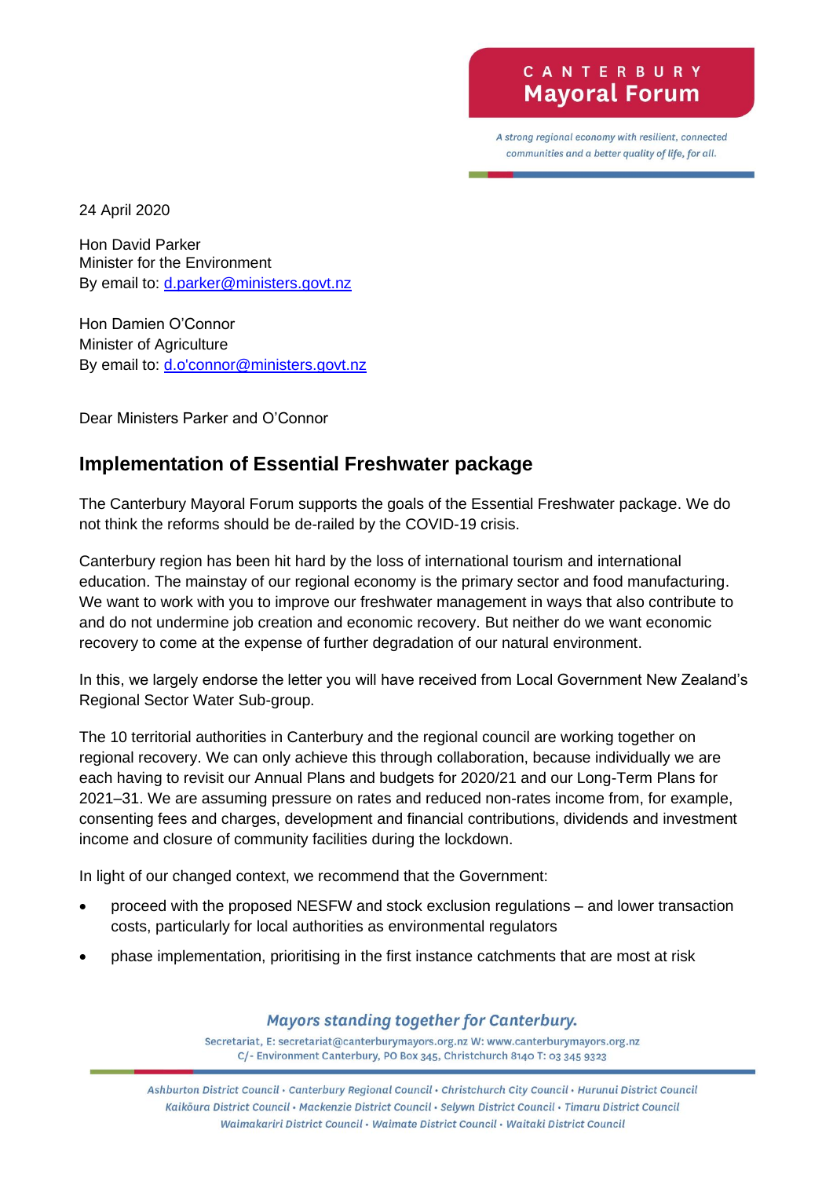CANTERBURY
Mayoral Forum

*A strong regional economy with resilient, connected communities and a better quality of life, for all.*

24 April 2020

Hon David Parker
Minister for the Environment
By email to: d.parker@ministers.govt.nz

Hon Damien O'Connor
Minister of Agriculture
By email to: d.o'connor@ministers.govt.nz

Dear Ministers Parker and O'Connor

## Implementation of Essential Freshwater package

The Canterbury Mayoral Forum supports the goals of the Essential Freshwater package. We do not think the reforms should be de-railed by the COVID-19 crisis.

Canterbury region has been hit hard by the loss of international tourism and international education. The mainstay of our regional economy is the primary sector and food manufacturing. We want to work with you to improve our freshwater management in ways that also contribute to and do not undermine job creation and economic recovery. But neither do we want economic recovery to come at the expense of further degradation of our natural environment.

In this, we largely endorse the letter you will have received from Local Government New Zealand's Regional Sector Water Sub-group.

The 10 territorial authorities in Canterbury and the regional council are working together on regional recovery. We can only achieve this through collaboration, because individually we are each having to revisit our Annual Plans and budgets for 2020/21 and our Long-Term Plans for 2021–31. We are assuming pressure on rates and reduced non-rates income from, for example, consenting fees and charges, development and financial contributions, dividends and investment income and closure of community facilities during the lockdown.

In light of our changed context, we recommend that the Government:

- proceed with the proposed NESFW and stock exclusion regulations – and lower transaction costs, particularly for local authorities as environmental regulators
- phase implementation, prioritising in the first instance catchments that are most at risk

*Mayors standing together for Canterbury.*

Secretariat, E: secretariat@canterburymayors.org.nz W: www.canterburymayors.org.nz
C/- Environment Canterbury, PO Box 345, Christchurch 8140 T: 03 345 9323

*Ashburton District Council • Canterbury Regional Council • Christchurch City Council • Hurunui District Council • Kaikōura District Council • Mackenzie District Council • Selywn District Council • Timaru District Council • Waimakariri District Council • Waimate District Council • Waitaki District Council*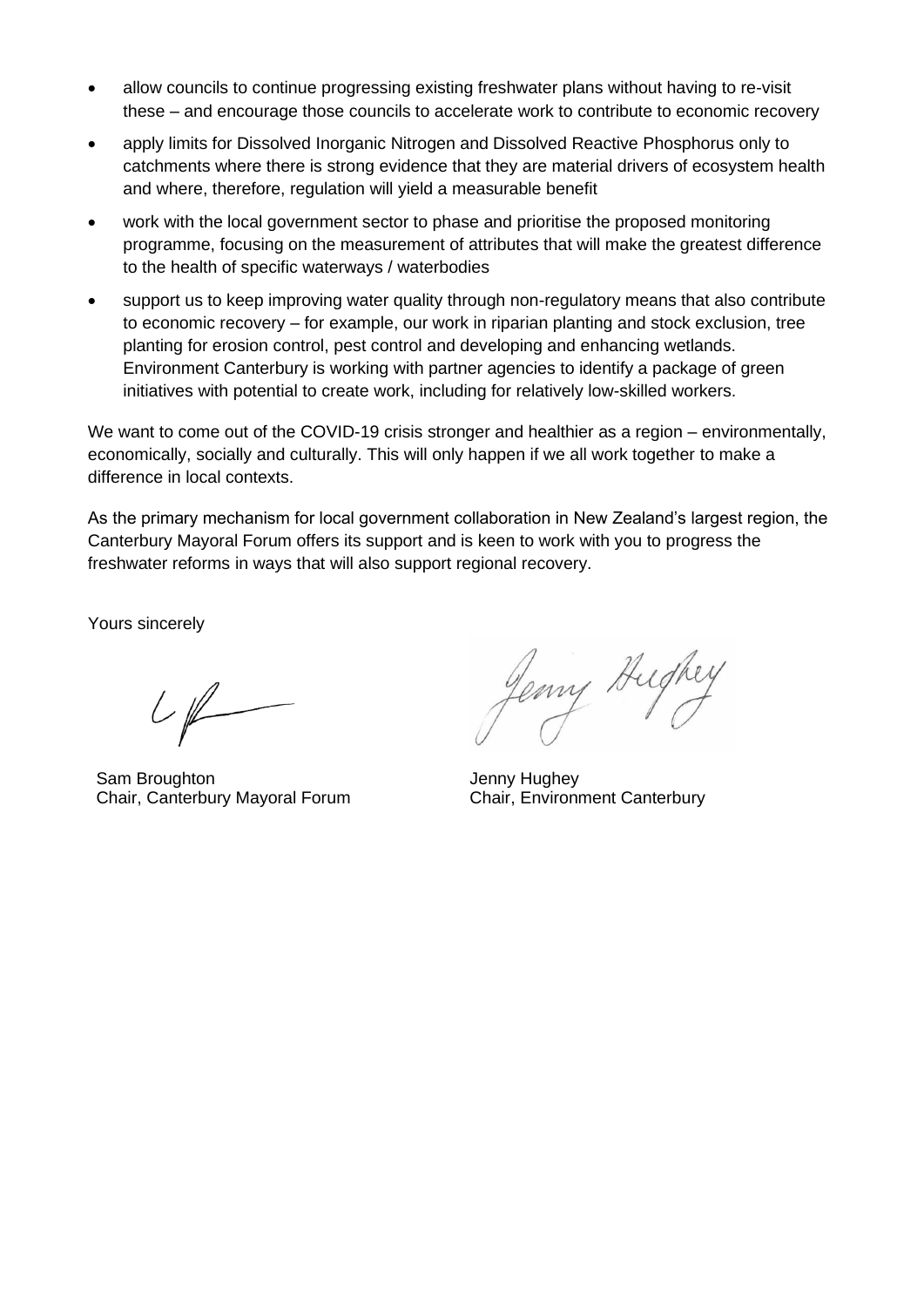- allow councils to continue progressing existing freshwater plans without having to re-visit these – and encourage those councils to accelerate work to contribute to economic recovery
- apply limits for Dissolved Inorganic Nitrogen and Dissolved Reactive Phosphorus only to catchments where there is strong evidence that they are material drivers of ecosystem health and where, therefore, regulation will yield a measurable benefit
- work with the local government sector to phase and prioritise the proposed monitoring programme, focusing on the measurement of attributes that will make the greatest difference to the health of specific waterways / waterbodies
- support us to keep improving water quality through non-regulatory means that also contribute to economic recovery – for example, our work in riparian planting and stock exclusion, tree planting for erosion control, pest control and developing and enhancing wetlands. Environment Canterbury is working with partner agencies to identify a package of green initiatives with potential to create work, including for relatively low-skilled workers.

We want to come out of the COVID-19 crisis stronger and healthier as a region – environmentally, economically, socially and culturally. This will only happen if we all work together to make a difference in local contexts.

As the primary mechanism for local government collaboration in New Zealand's largest region, the Canterbury Mayoral Forum offers its support and is keen to work with you to progress the freshwater reforms in ways that will also support regional recovery.

Yours sincerely

Sam Broughton
Chair, Canterbury Mayoral Forum

Jenny Hughey
Chair, Environment Canterbury